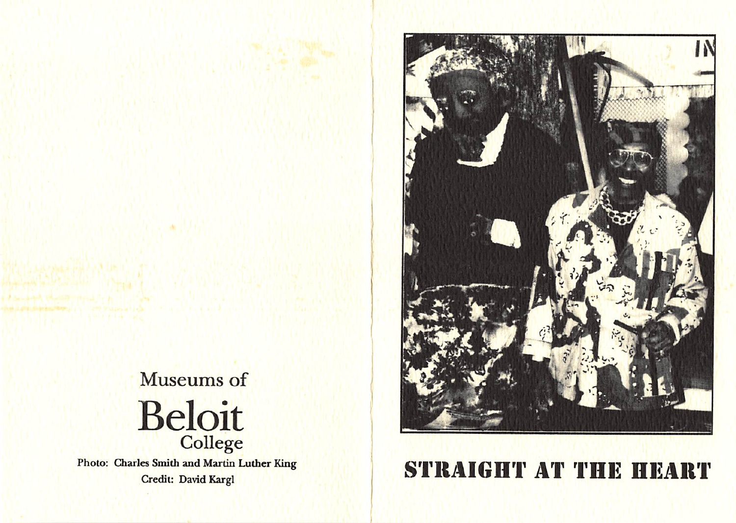Museums of

# Beloit College

Photo: Charles Smith and Martin Luther King
Credit: David Kargl

# STRAIGHT AT THE HEART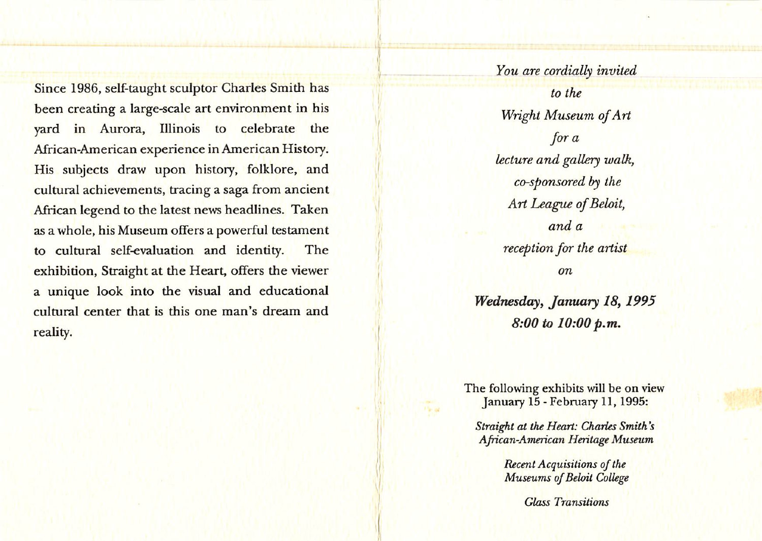Since 1986, self-taught sculptor Charles Smith has been creating a large-scale art environment in his yard in Aurora, Illinois to celebrate the African-American experience in American History. His subjects draw upon history, folklore, and cultural achievements, tracing a saga from ancient African legend to the latest news headlines. Taken as a whole, his Museum offers a powerful testament to cultural self-evaluation and identity. The exhibition, Straight at the Heart, offers the viewer a unique look into the visual and educational cultural center that is this one man's dream and reality.

*You are cordially invited*
*to the*
*Wright Museum of Art*
*for a*
*lecture and gallery walk,*
*co-sponsored by the*
*Art League of Beloit,*
*and a*
*reception for the artist*
*on*

***Wednesday, January 18, 1995***
***8:00 to 10:00 p.m.***

The following exhibits will be on view
January 15 - February 11, 1995:

*Straight at the Heart: Charles Smith's African-American Heritage Museum*

*Recent Acquisitions of the Museums of Beloit College*

*Glass Transitions*